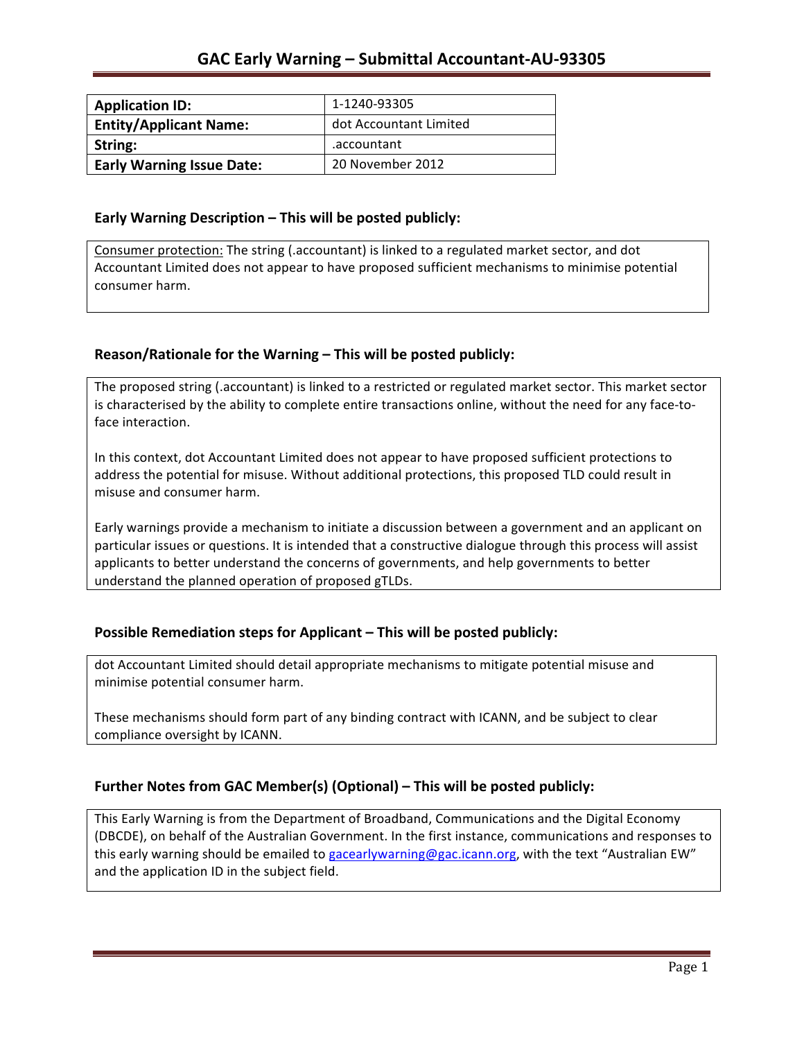# GAC Early Warning – Submittal Accountant-AU-93305

| Application ID: | 1-1240-93305 |
| --- | --- |
| Entity/Applicant Name: | dot Accountant Limited |
| String: | .accountant |
| Early Warning Issue Date: | 20 November 2012 |

## Early Warning Description – This will be posted publicly:

Consumer protection: The string (.accountant) is linked to a regulated market sector, and dot Accountant Limited does not appear to have proposed sufficient mechanisms to minimise potential consumer harm.

## Reason/Rationale for the Warning – This will be posted publicly:

The proposed string (.accountant) is linked to a restricted or regulated market sector. This market sector is characterised by the ability to complete entire transactions online, without the need for any face-to-face interaction.

In this context, dot Accountant Limited does not appear to have proposed sufficient protections to address the potential for misuse. Without additional protections, this proposed TLD could result in misuse and consumer harm.

Early warnings provide a mechanism to initiate a discussion between a government and an applicant on particular issues or questions. It is intended that a constructive dialogue through this process will assist applicants to better understand the concerns of governments, and help governments to better understand the planned operation of proposed gTLDs.

## Possible Remediation steps for Applicant – This will be posted publicly:

dot Accountant Limited should detail appropriate mechanisms to mitigate potential misuse and minimise potential consumer harm.

These mechanisms should form part of any binding contract with ICANN, and be subject to clear compliance oversight by ICANN.

## Further Notes from GAC Member(s) (Optional) – This will be posted publicly:

This Early Warning is from the Department of Broadband, Communications and the Digital Economy (DBCDE), on behalf of the Australian Government. In the first instance, communications and responses to this early warning should be emailed to gacearlywarning@gac.icann.org, with the text "Australian EW" and the application ID in the subject field.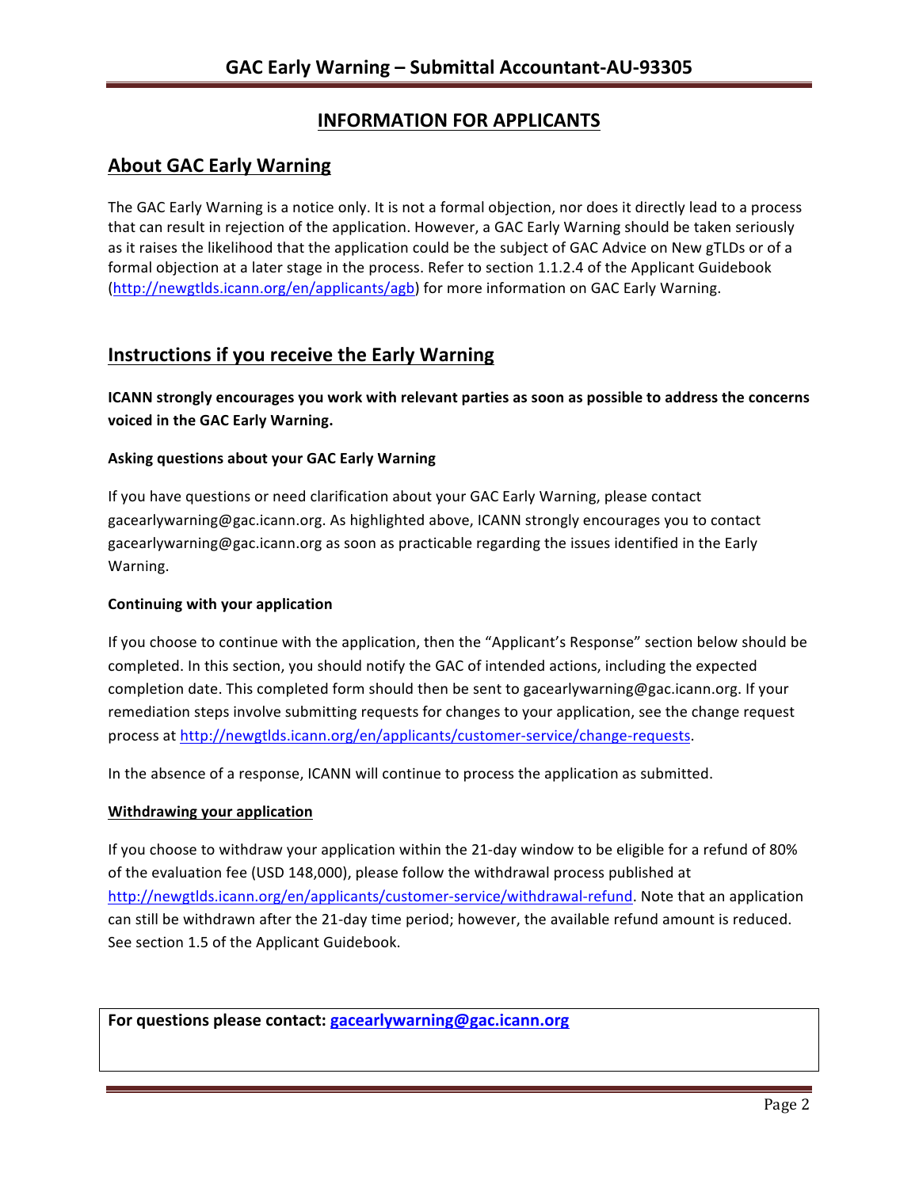## INFORMATION FOR APPLICANTS

## About GAC Early Warning

The GAC Early Warning is a notice only. It is not a formal objection, nor does it directly lead to a process that can result in rejection of the application. However, a GAC Early Warning should be taken seriously as it raises the likelihood that the application could be the subject of GAC Advice on New gTLDs or of a formal objection at a later stage in the process. Refer to section 1.1.2.4 of the Applicant Guidebook (http://newgtlds.icann.org/en/applicants/agb) for more information on GAC Early Warning.

## Instructions if you receive the Early Warning

**ICANN strongly encourages you work with relevant parties as soon as possible to address the concerns voiced in the GAC Early Warning.**

### Asking questions about your GAC Early Warning

If you have questions or need clarification about your GAC Early Warning, please contact gacearlywarning@gac.icann.org. As highlighted above, ICANN strongly encourages you to contact gacearlywarning@gac.icann.org as soon as practicable regarding the issues identified in the Early Warning.

### Continuing with your application

If you choose to continue with the application, then the "Applicant's Response" section below should be completed. In this section, you should notify the GAC of intended actions, including the expected completion date. This completed form should then be sent to gacearlywarning@gac.icann.org. If your remediation steps involve submitting requests for changes to your application, see the change request process at http://newgtlds.icann.org/en/applicants/customer-service/change-requests.

In the absence of a response, ICANN will continue to process the application as submitted.

### Withdrawing your application

If you choose to withdraw your application within the 21-day window to be eligible for a refund of 80% of the evaluation fee (USD 148,000), please follow the withdrawal process published at http://newgtlds.icann.org/en/applicants/customer-service/withdrawal-refund. Note that an application can still be withdrawn after the 21-day time period; however, the available refund amount is reduced. See section 1.5 of the Applicant Guidebook.

**For questions please contact: gacearlywarning@gac.icann.org**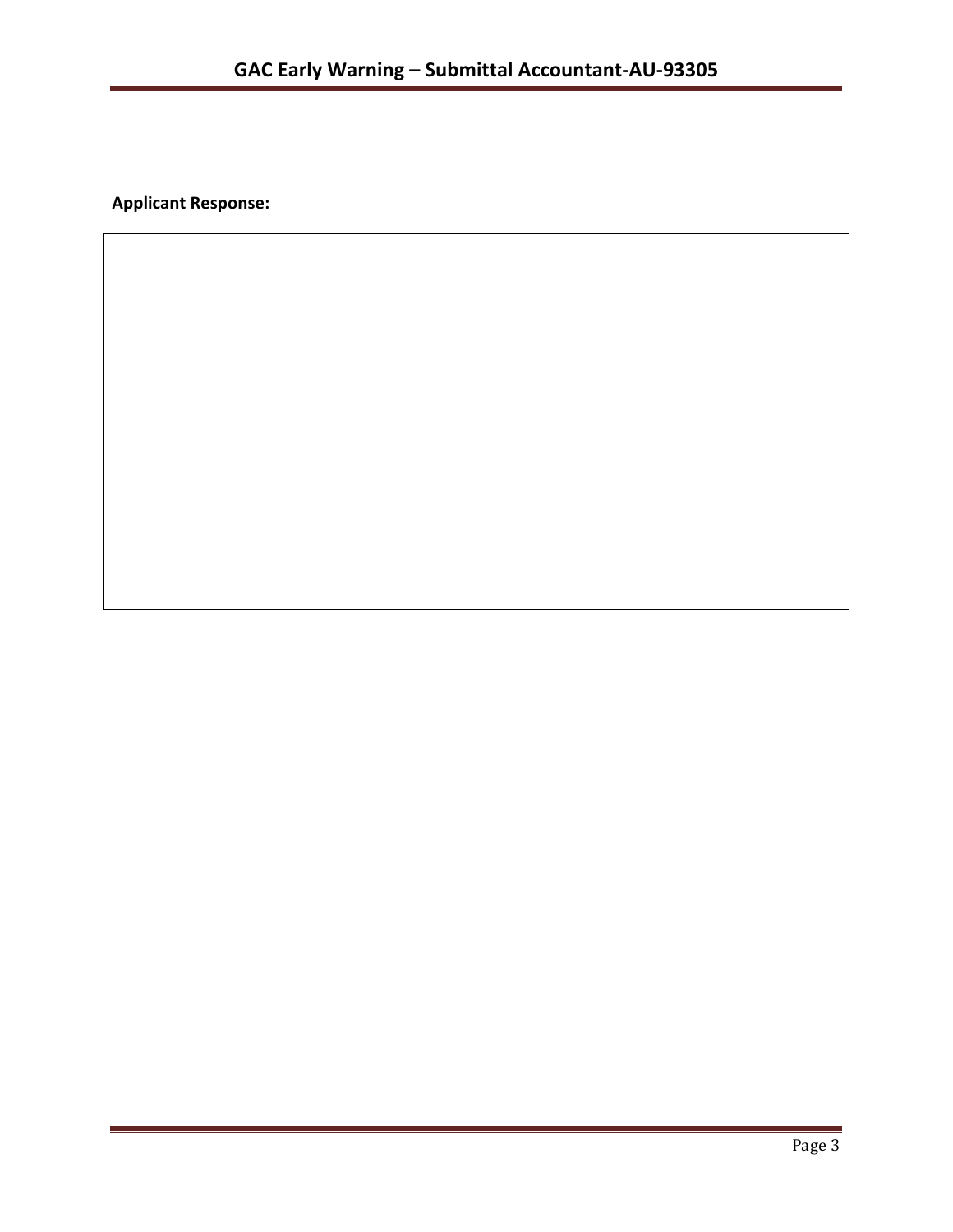**Applicant Response:**